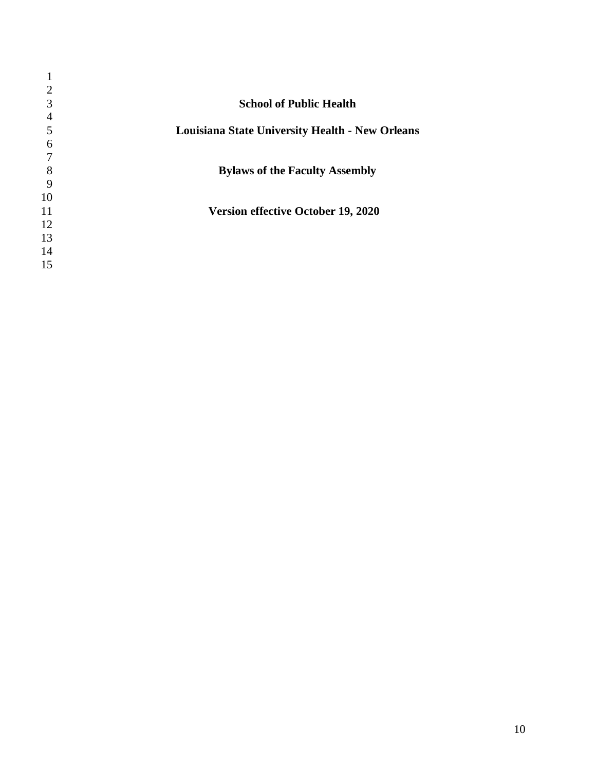# School of Public Health

# Louisiana State University Health - New Orleans

## Bylaws of the Faculty Assembly

**Version effective October 19, 2020**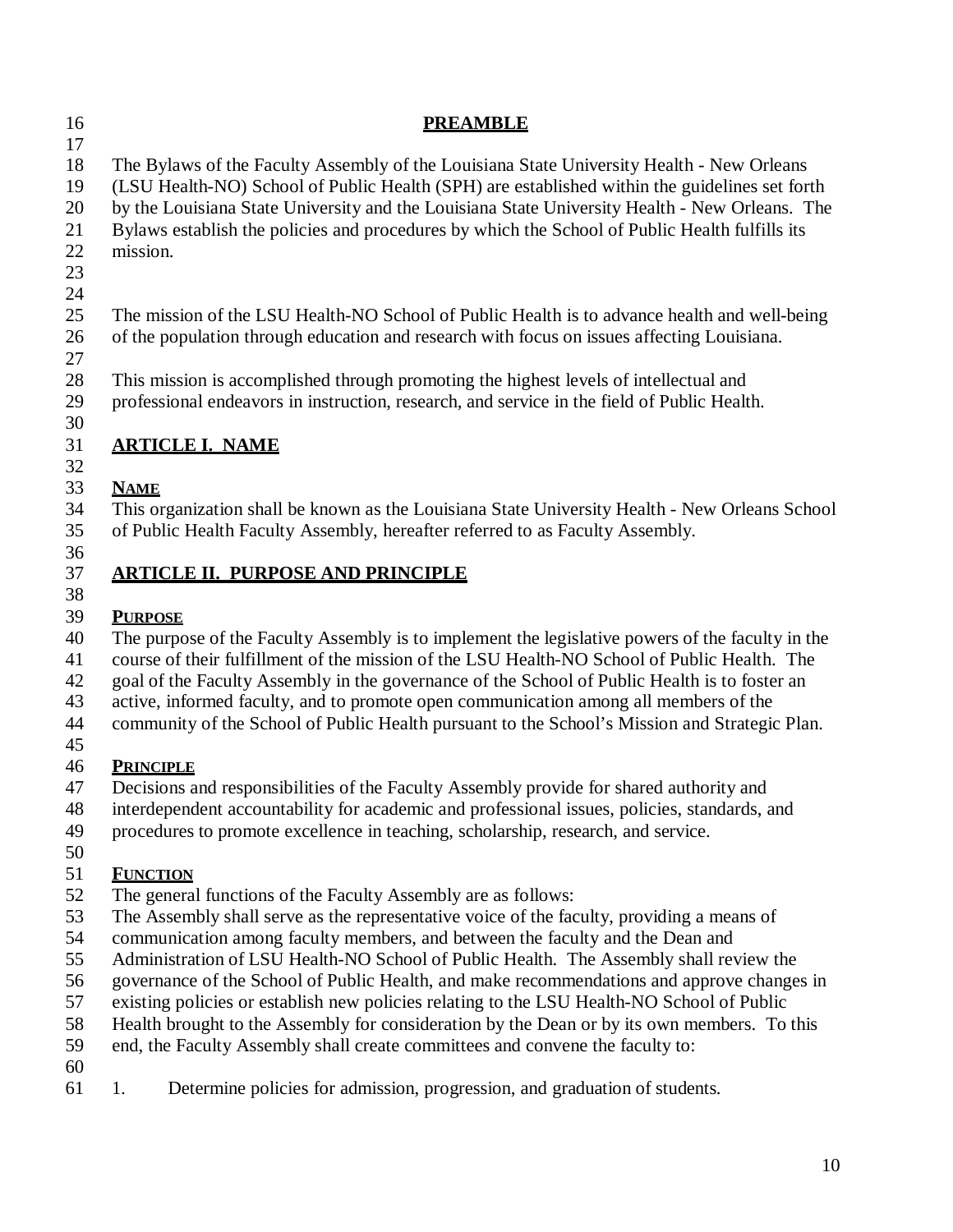## PREAMBLE

The Bylaws of the Faculty Assembly of the Louisiana State University Health - New Orleans (LSU Health-NO) School of Public Health (SPH) are established within the guidelines set forth by the Louisiana State University and the Louisiana State University Health - New Orleans. The Bylaws establish the policies and procedures by which the School of Public Health fulfills its mission.

The mission of the LSU Health-NO School of Public Health is to advance health and well-being of the population through education and research with focus on issues affecting Louisiana.

This mission is accomplished through promoting the highest levels of intellectual and professional endeavors in instruction, research, and service in the field of Public Health.

## ARTICLE I. NAME

### NAME

This organization shall be known as the Louisiana State University Health - New Orleans School of Public Health Faculty Assembly, hereafter referred to as Faculty Assembly.

## ARTICLE II. PURPOSE AND PRINCIPLE

### PURPOSE

The purpose of the Faculty Assembly is to implement the legislative powers of the faculty in the course of their fulfillment of the mission of the LSU Health-NO School of Public Health. The goal of the Faculty Assembly in the governance of the School of Public Health is to foster an active, informed faculty, and to promote open communication among all members of the community of the School of Public Health pursuant to the School's Mission and Strategic Plan.

### PRINCIPLE

Decisions and responsibilities of the Faculty Assembly provide for shared authority and interdependent accountability for academic and professional issues, policies, standards, and procedures to promote excellence in teaching, scholarship, research, and service.

### FUNCTION

The general functions of the Faculty Assembly are as follows:
The Assembly shall serve as the representative voice of the faculty, providing a means of communication among faculty members, and between the faculty and the Dean and Administration of LSU Health-NO School of Public Health. The Assembly shall review the governance of the School of Public Health, and make recommendations and approve changes in existing policies or establish new policies relating to the LSU Health-NO School of Public Health brought to the Assembly for consideration by the Dean or by its own members. To this end, the Faculty Assembly shall create committees and convene the faculty to:

1. Determine policies for admission, progression, and graduation of students.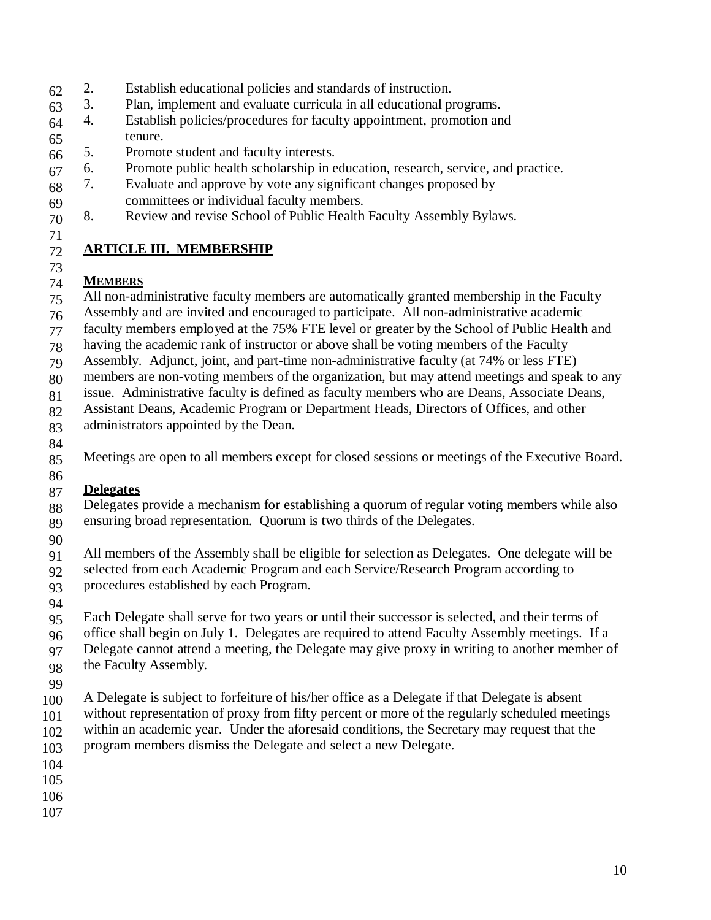2. Establish educational policies and standards of instruction.
3. Plan, implement and evaluate curricula in all educational programs.
4. Establish policies/procedures for faculty appointment, promotion and tenure.
5. Promote student and faculty interests.
6. Promote public health scholarship in education, research, service, and practice.
7. Evaluate and approve by vote any significant changes proposed by committees or individual faculty members.
8. Review and revise School of Public Health Faculty Assembly Bylaws.

## ARTICLE III. MEMBERSHIP

### MEMBERS

All non-administrative faculty members are automatically granted membership in the Faculty Assembly and are invited and encouraged to participate. All non-administrative academic faculty members employed at the 75% FTE level or greater by the School of Public Health and having the academic rank of instructor or above shall be voting members of the Faculty Assembly. Adjunct, joint, and part-time non-administrative faculty (at 74% or less FTE) members are non-voting members of the organization, but may attend meetings and speak to any issue. Administrative faculty is defined as faculty members who are Deans, Associate Deans, Assistant Deans, Academic Program or Department Heads, Directors of Offices, and other administrators appointed by the Dean.

Meetings are open to all members except for closed sessions or meetings of the Executive Board.

### Delegates

Delegates provide a mechanism for establishing a quorum of regular voting members while also ensuring broad representation. Quorum is two thirds of the Delegates.

All members of the Assembly shall be eligible for selection as Delegates. One delegate will be selected from each Academic Program and each Service/Research Program according to procedures established by each Program.

Each Delegate shall serve for two years or until their successor is selected, and their terms of office shall begin on July 1. Delegates are required to attend Faculty Assembly meetings. If a Delegate cannot attend a meeting, the Delegate may give proxy in writing to another member of the Faculty Assembly.

A Delegate is subject to forfeiture of his/her office as a Delegate if that Delegate is absent without representation of proxy from fifty percent or more of the regularly scheduled meetings within an academic year. Under the aforesaid conditions, the Secretary may request that the program members dismiss the Delegate and select a new Delegate.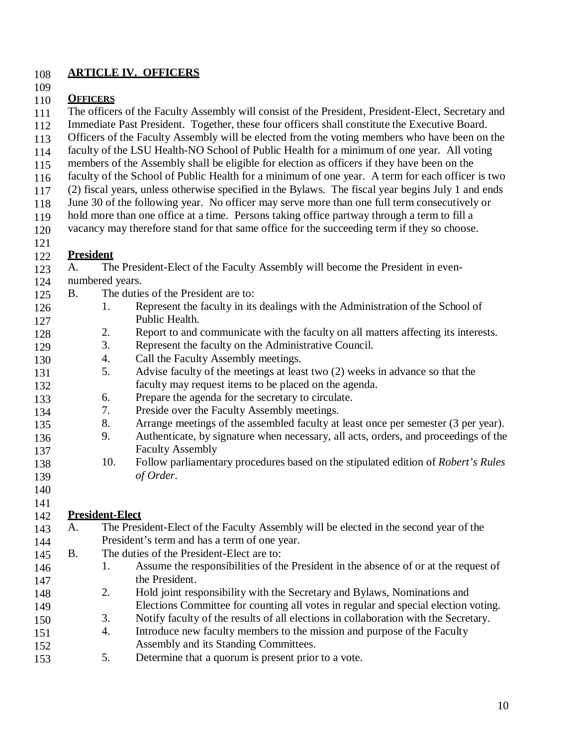## ARTICLE IV. OFFICERS

**OFFICERS**

The officers of the Faculty Assembly will consist of the President, President-Elect, Secretary and Immediate Past President. Together, these four officers shall constitute the Executive Board. Officers of the Faculty Assembly will be elected from the voting members who have been on the faculty of the LSU Health-NO School of Public Health for a minimum of one year. All voting members of the Assembly shall be eligible for election as officers if they have been on the faculty of the School of Public Health for a minimum of one year. A term for each officer is two (2) fiscal years, unless otherwise specified in the Bylaws. The fiscal year begins July 1 and ends June 30 of the following year. No officer may serve more than one full term consecutively or hold more than one office at a time. Persons taking office partway through a term to fill a vacancy may therefore stand for that same office for the succeeding term if they so choose.

### President

A. The President-Elect of the Faculty Assembly will become the President in even-numbered years.

B. The duties of the President are to:

1. Represent the faculty in its dealings with the Administration of the School of Public Health.
2. Report to and communicate with the faculty on all matters affecting its interests.
3. Represent the faculty on the Administrative Council.
4. Call the Faculty Assembly meetings.
5. Advise faculty of the meetings at least two (2) weeks in advance so that the faculty may request items to be placed on the agenda.
6. Prepare the agenda for the secretary to circulate.
7. Preside over the Faculty Assembly meetings.
8. Arrange meetings of the assembled faculty at least once per semester (3 per year).
9. Authenticate, by signature when necessary, all acts, orders, and proceedings of the Faculty Assembly
10. Follow parliamentary procedures based on the stipulated edition of *Robert's Rules of Order*.

### President-Elect

A. The President-Elect of the Faculty Assembly will be elected in the second year of the President's term and has a term of one year.

B. The duties of the President-Elect are to:

1. Assume the responsibilities of the President in the absence of or at the request of the President.
2. Hold joint responsibility with the Secretary and Bylaws, Nominations and Elections Committee for counting all votes in regular and special election voting.
3. Notify faculty of the results of all elections in collaboration with the Secretary.
4. Introduce new faculty members to the mission and purpose of the Faculty Assembly and its Standing Committees.
5. Determine that a quorum is present prior to a vote.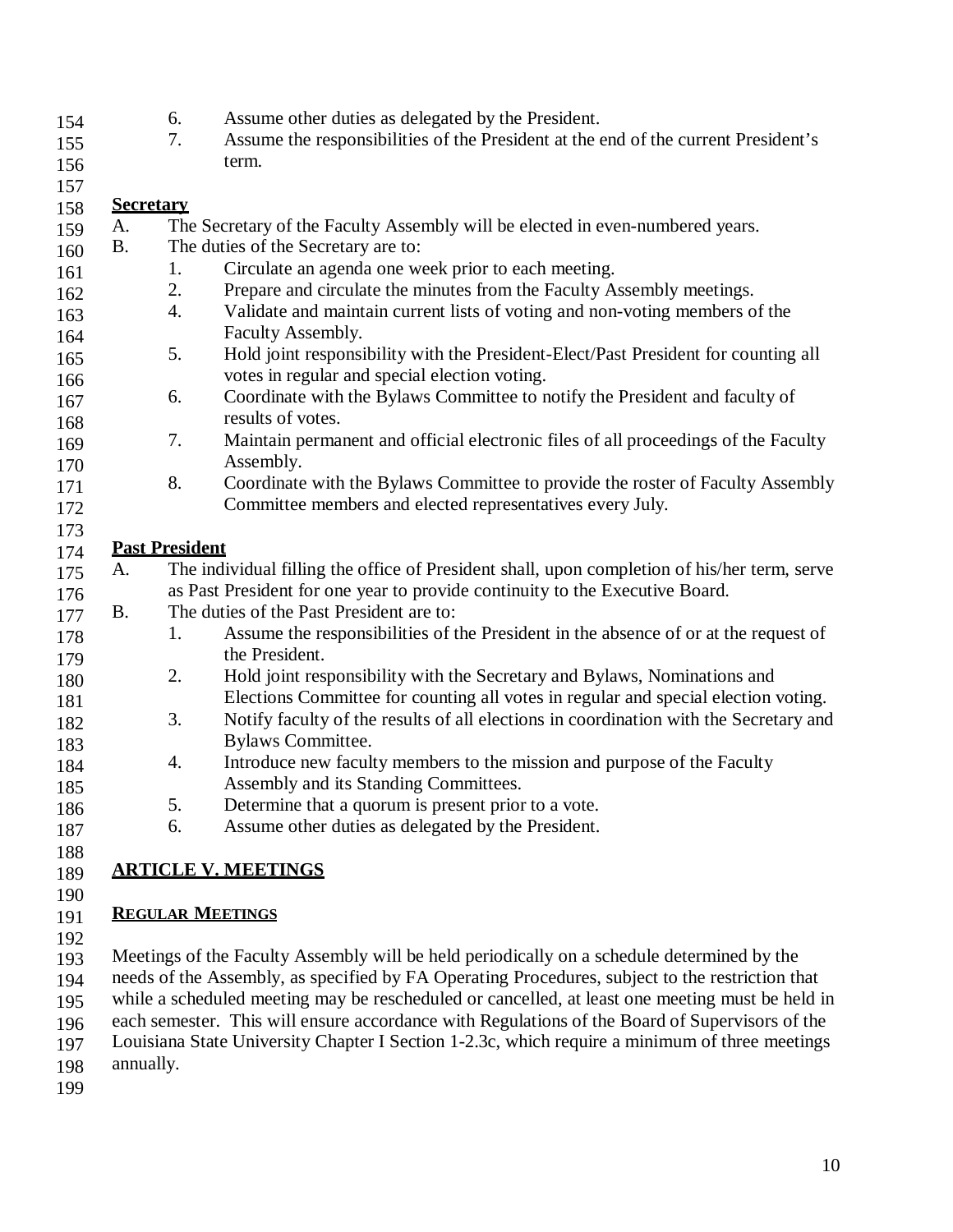6. Assume other duties as delegated by the President.
7. Assume the responsibilities of the President at the end of the current President's term.

**Secretary**

A. The Secretary of the Faculty Assembly will be elected in even-numbered years.

B. The duties of the Secretary are to:

1. Circulate an agenda one week prior to each meeting.
2. Prepare and circulate the minutes from the Faculty Assembly meetings.
4. Validate and maintain current lists of voting and non-voting members of the Faculty Assembly.
5. Hold joint responsibility with the President-Elect/Past President for counting all votes in regular and special election voting.
6. Coordinate with the Bylaws Committee to notify the President and faculty of results of votes.
7. Maintain permanent and official electronic files of all proceedings of the Faculty Assembly.
8. Coordinate with the Bylaws Committee to provide the roster of Faculty Assembly Committee members and elected representatives every July.

**Past President**

A. The individual filling the office of President shall, upon completion of his/her term, serve as Past President for one year to provide continuity to the Executive Board.

B. The duties of the Past President are to:

1. Assume the responsibilities of the President in the absence of or at the request of the President.
2. Hold joint responsibility with the Secretary and Bylaws, Nominations and Elections Committee for counting all votes in regular and special election voting.
3. Notify faculty of the results of all elections in coordination with the Secretary and Bylaws Committee.
4. Introduce new faculty members to the mission and purpose of the Faculty Assembly and its Standing Committees.
5. Determine that a quorum is present prior to a vote.
6. Assume other duties as delegated by the President.

## ARTICLE V. MEETINGS

### REGULAR MEETINGS

Meetings of the Faculty Assembly will be held periodically on a schedule determined by the needs of the Assembly, as specified by FA Operating Procedures, subject to the restriction that while a scheduled meeting may be rescheduled or cancelled, at least one meeting must be held in each semester. This will ensure accordance with Regulations of the Board of Supervisors of the Louisiana State University Chapter I Section 1-2.3c, which require a minimum of three meetings annually.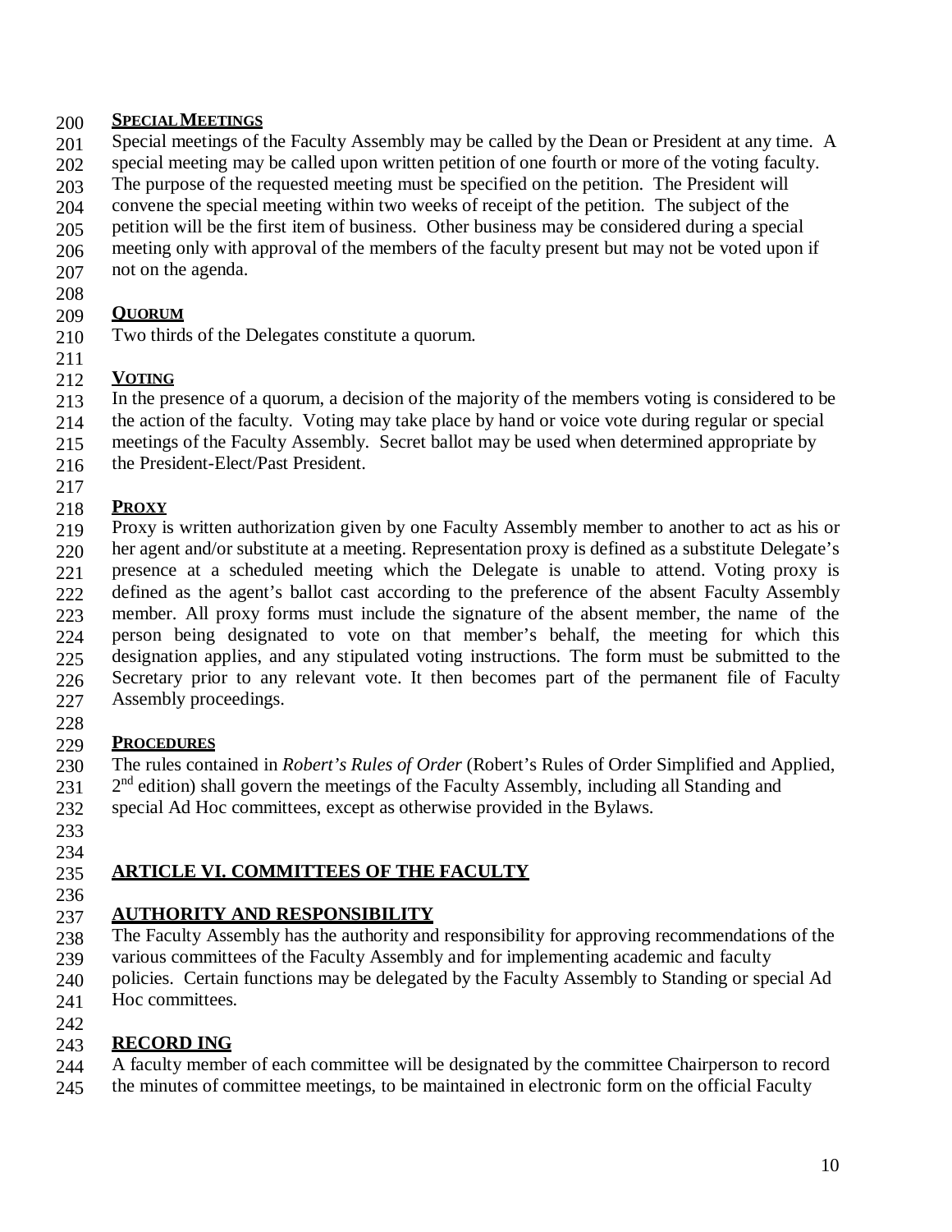### SPECIAL MEETINGS

Special meetings of the Faculty Assembly may be called by the Dean or President at any time. A special meeting may be called upon written petition of one fourth or more of the voting faculty. The purpose of the requested meeting must be specified on the petition. The President will convene the special meeting within two weeks of receipt of the petition. The subject of the petition will be the first item of business. Other business may be considered during a special meeting only with approval of the members of the faculty present but may not be voted upon if not on the agenda.

### QUORUM

Two thirds of the Delegates constitute a quorum.

### VOTING

In the presence of a quorum, a decision of the majority of the members voting is considered to be the action of the faculty. Voting may take place by hand or voice vote during regular or special meetings of the Faculty Assembly. Secret ballot may be used when determined appropriate by the President-Elect/Past President.

### PROXY

Proxy is written authorization given by one Faculty Assembly member to another to act as his or her agent and/or substitute at a meeting. Representation proxy is defined as a substitute Delegate's presence at a scheduled meeting which the Delegate is unable to attend. Voting proxy is defined as the agent's ballot cast according to the preference of the absent Faculty Assembly member. All proxy forms must include the signature of the absent member, the name of the person being designated to vote on that member's behalf, the meeting for which this designation applies, and any stipulated voting instructions. The form must be submitted to the Secretary prior to any relevant vote. It then becomes part of the permanent file of Faculty Assembly proceedings.

### PROCEDURES

The rules contained in *Robert's Rules of Order* (Robert's Rules of Order Simplified and Applied, 2nd edition) shall govern the meetings of the Faculty Assembly, including all Standing and special Ad Hoc committees, except as otherwise provided in the Bylaws.

## ARTICLE VI. COMMITTEES OF THE FACULTY

### AUTHORITY AND RESPONSIBILITY

The Faculty Assembly has the authority and responsibility for approving recommendations of the various committees of the Faculty Assembly and for implementing academic and faculty policies. Certain functions may be delegated by the Faculty Assembly to Standing or special Ad Hoc committees.

### RECORD ING

A faculty member of each committee will be designated by the committee Chairperson to record the minutes of committee meetings, to be maintained in electronic form on the official Faculty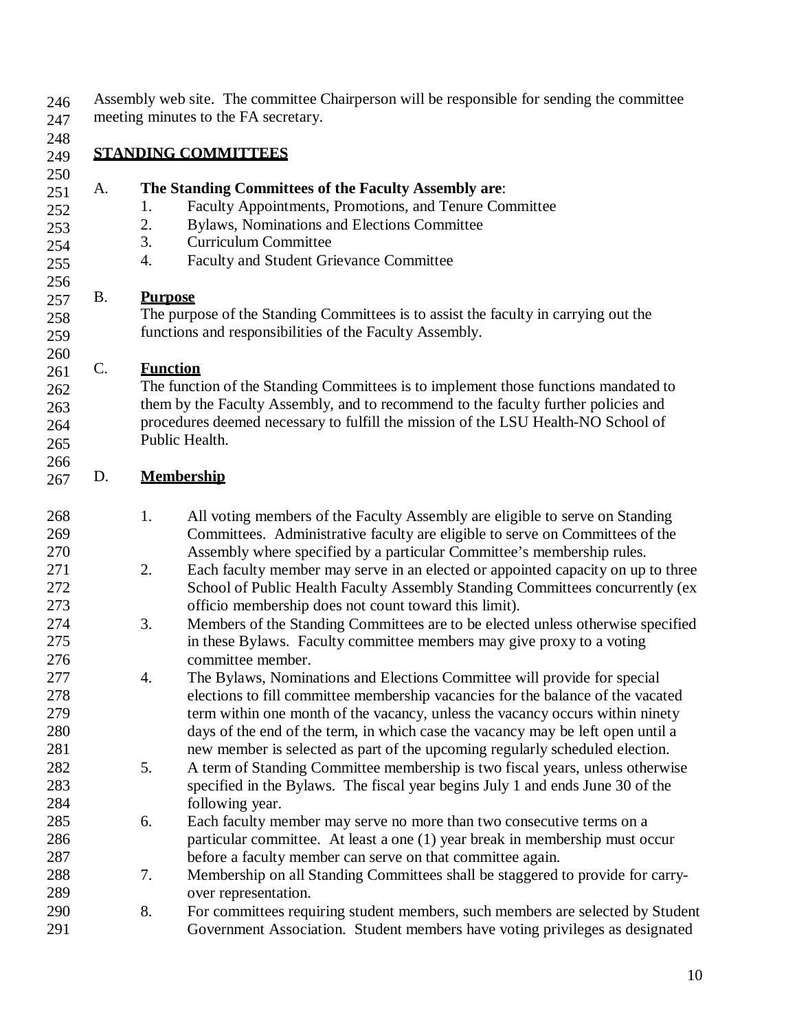Assembly web site. The committee Chairperson will be responsible for sending the committee meeting minutes to the FA secretary.

## STANDING COMMITTEES

A. **The Standing Committees of the Faculty Assembly are**:

1. Faculty Appointments, Promotions, and Tenure Committee
2. Bylaws, Nominations and Elections Committee
3. Curriculum Committee
4. Faculty and Student Grievance Committee

B. **Purpose**

The purpose of the Standing Committees is to assist the faculty in carrying out the functions and responsibilities of the Faculty Assembly.

C. **Function**

The function of the Standing Committees is to implement those functions mandated to them by the Faculty Assembly, and to recommend to the faculty further policies and procedures deemed necessary to fulfill the mission of the LSU Health-NO School of Public Health.

D. **Membership**

1. All voting members of the Faculty Assembly are eligible to serve on Standing Committees. Administrative faculty are eligible to serve on Committees of the Assembly where specified by a particular Committee's membership rules.
2. Each faculty member may serve in an elected or appointed capacity on up to three School of Public Health Faculty Assembly Standing Committees concurrently (ex officio membership does not count toward this limit).
3. Members of the Standing Committees are to be elected unless otherwise specified in these Bylaws. Faculty committee members may give proxy to a voting committee member.
4. The Bylaws, Nominations and Elections Committee will provide for special elections to fill committee membership vacancies for the balance of the vacated term within one month of the vacancy, unless the vacancy occurs within ninety days of the end of the term, in which case the vacancy may be left open until a new member is selected as part of the upcoming regularly scheduled election.
5. A term of Standing Committee membership is two fiscal years, unless otherwise specified in the Bylaws. The fiscal year begins July 1 and ends June 30 of the following year.
6. Each faculty member may serve no more than two consecutive terms on a particular committee. At least a one (1) year break in membership must occur before a faculty member can serve on that committee again.
7. Membership on all Standing Committees shall be staggered to provide for carry-over representation.
8. For committees requiring student members, such members are selected by Student Government Association. Student members have voting privileges as designated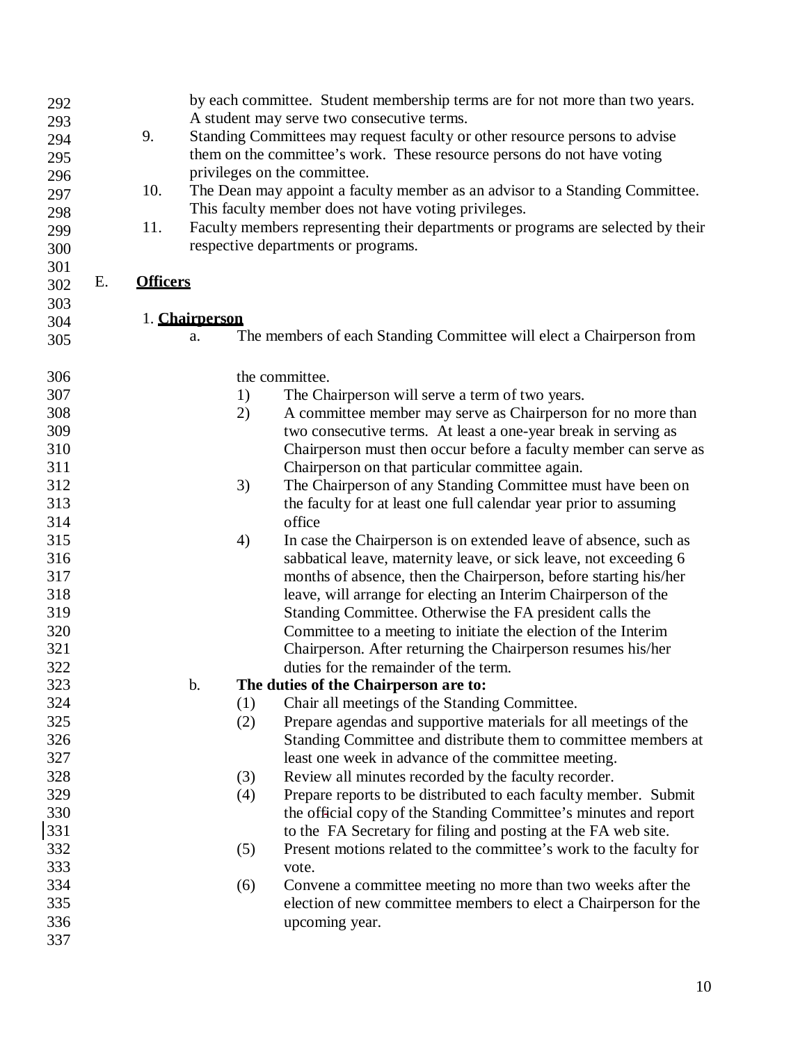by each committee. Student membership terms are for not more than two years. A student may serve two consecutive terms.

9. Standing Committees may request faculty or other resource persons to advise them on the committee's work. These resource persons do not have voting privileges on the committee.
10. The Dean may appoint a faculty member as an advisor to a Standing Committee. This faculty member does not have voting privileges.
11. Faculty members representing their departments or programs are selected by their respective departments or programs.

## E. **Officers**

### 1. **Chairperson**

a. The members of each Standing Committee will elect a Chairperson from the committee.

   1) The Chairperson will serve a term of two years.
   2) A committee member may serve as Chairperson for no more than two consecutive terms. At least a one-year break in serving as Chairperson must then occur before a faculty member can serve as Chairperson on that particular committee again.
   3) The Chairperson of any Standing Committee must have been on the faculty for at least one full calendar year prior to assuming office
   4) In case the Chairperson is on extended leave of absence, such as sabbatical leave, maternity leave, or sick leave, not exceeding 6 months of absence, then the Chairperson, before starting his/her leave, will arrange for electing an Interim Chairperson of the Standing Committee. Otherwise the FA president calls the Committee to a meeting to initiate the election of the Interim Chairperson. After returning the Chairperson resumes his/her duties for the remainder of the term.

b. **The duties of the Chairperson are to:**

   (1) Chair all meetings of the Standing Committee.
   (2) Prepare agendas and supportive materials for all meetings of the Standing Committee and distribute them to committee members at least one week in advance of the committee meeting.
   (3) Review all minutes recorded by the faculty recorder.
   (4) Prepare reports to be distributed to each faculty member. Submit the official copy of the Standing Committee's minutes and report to the FA Secretary for filing and posting at the FA web site.
   (5) Present motions related to the committee's work to the faculty for vote.
   (6) Convene a committee meeting no more than two weeks after the election of new committee members to elect a Chairperson for the upcoming year.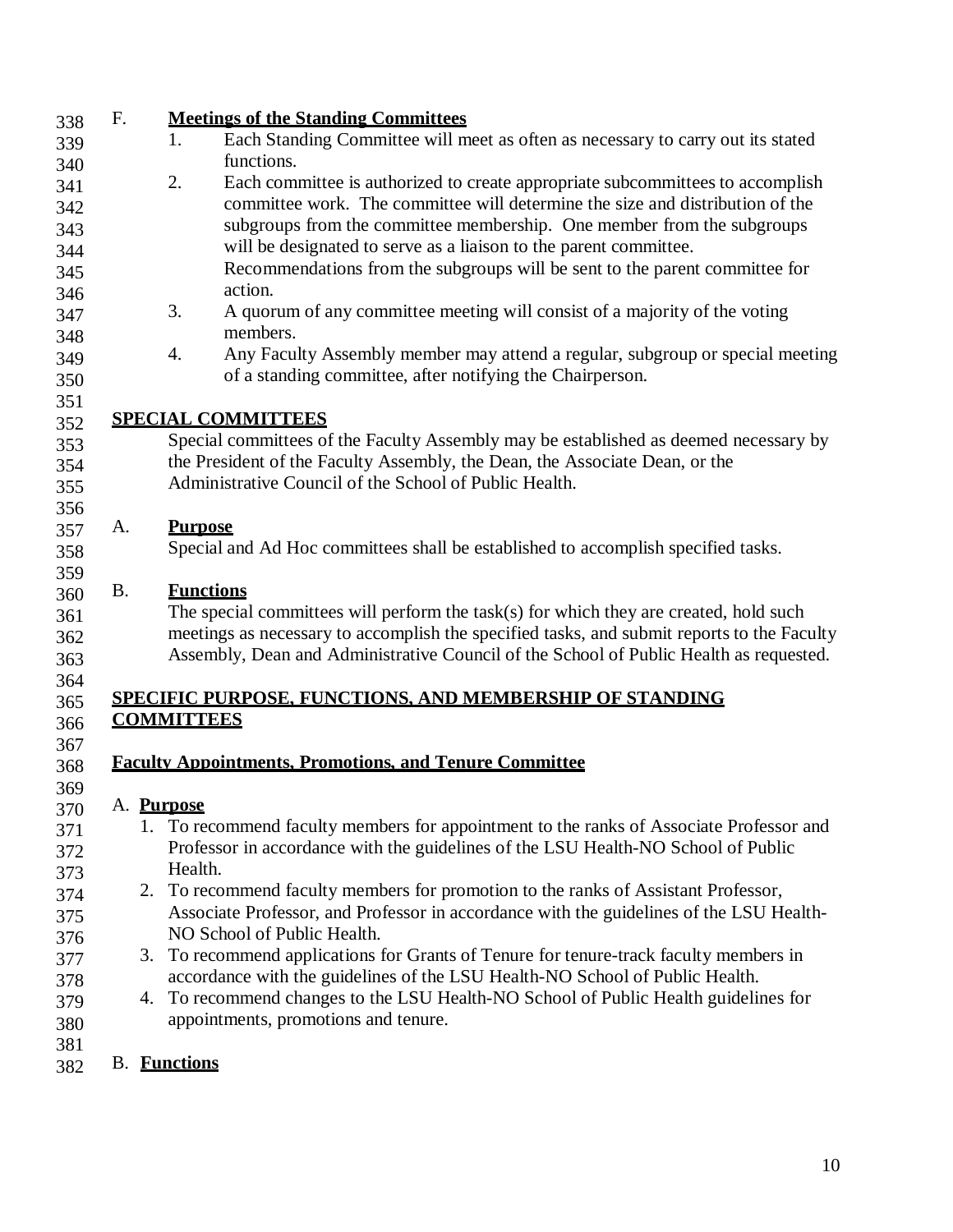F. **Meetings of the Standing Committees**

1. Each Standing Committee will meet as often as necessary to carry out its stated functions.
2. Each committee is authorized to create appropriate subcommittees to accomplish committee work. The committee will determine the size and distribution of the subgroups from the committee membership. One member from the subgroups will be designated to serve as a liaison to the parent committee. Recommendations from the subgroups will be sent to the parent committee for action.
3. A quorum of any committee meeting will consist of a majority of the voting members.
4. Any Faculty Assembly member may attend a regular, subgroup or special meeting of a standing committee, after notifying the Chairperson.

## SPECIAL COMMITTEES

Special committees of the Faculty Assembly may be established as deemed necessary by the President of the Faculty Assembly, the Dean, the Associate Dean, or the Administrative Council of the School of Public Health.

A. **Purpose**

Special and Ad Hoc committees shall be established to accomplish specified tasks.

B. **Functions**

The special committees will perform the task(s) for which they are created, hold such meetings as necessary to accomplish the specified tasks, and submit reports to the Faculty Assembly, Dean and Administrative Council of the School of Public Health as requested.

## SPECIFIC PURPOSE, FUNCTIONS, AND MEMBERSHIP OF STANDING COMMITTEES

### Faculty Appointments, Promotions, and Tenure Committee

A. **Purpose**

1. To recommend faculty members for appointment to the ranks of Associate Professor and Professor in accordance with the guidelines of the LSU Health-NO School of Public Health.
2. To recommend faculty members for promotion to the ranks of Assistant Professor, Associate Professor, and Professor in accordance with the guidelines of the LSU Health-NO School of Public Health.
3. To recommend applications for Grants of Tenure for tenure-track faculty members in accordance with the guidelines of the LSU Health-NO School of Public Health.
4. To recommend changes to the LSU Health-NO School of Public Health guidelines for appointments, promotions and tenure.

B. **Functions**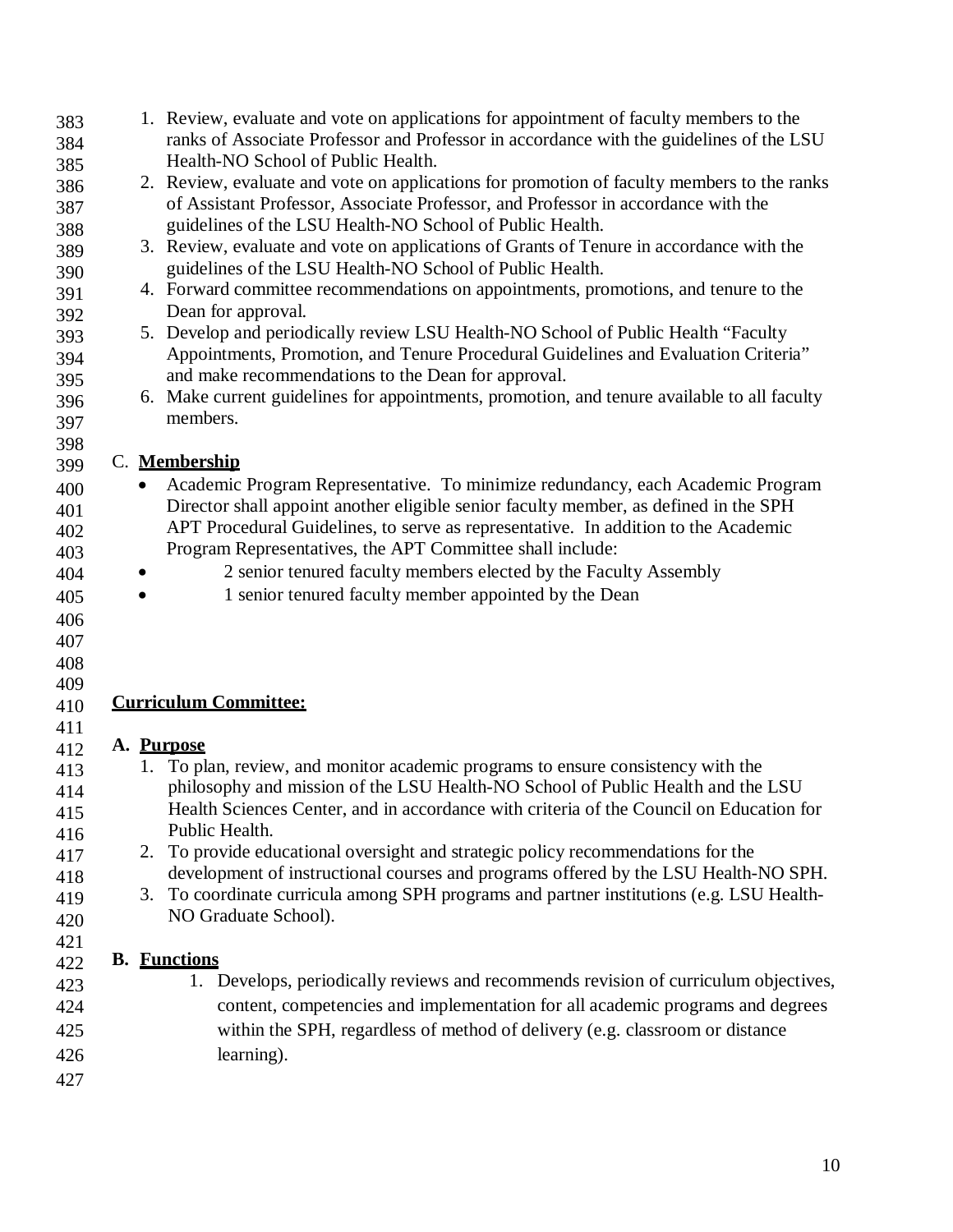1. Review, evaluate and vote on applications for appointment of faculty members to the ranks of Associate Professor and Professor in accordance with the guidelines of the LSU Health-NO School of Public Health.
2. Review, evaluate and vote on applications for promotion of faculty members to the ranks of Assistant Professor, Associate Professor, and Professor in accordance with the guidelines of the LSU Health-NO School of Public Health.
3. Review, evaluate and vote on applications of Grants of Tenure in accordance with the guidelines of the LSU Health-NO School of Public Health.
4. Forward committee recommendations on appointments, promotions, and tenure to the Dean for approval.
5. Develop and periodically review LSU Health-NO School of Public Health "Faculty Appointments, Promotion, and Tenure Procedural Guidelines and Evaluation Criteria" and make recommendations to the Dean for approval.
6. Make current guidelines for appointments, promotion, and tenure available to all faculty members.

C. **Membership**

- Academic Program Representative. To minimize redundancy, each Academic Program Director shall appoint another eligible senior faculty member, as defined in the SPH APT Procedural Guidelines, to serve as representative. In addition to the Academic Program Representatives, the APT Committee shall include:
- 2 senior tenured faculty members elected by the Faculty Assembly
- 1 senior tenured faculty member appointed by the Dean

## Curriculum Committee:

**A. Purpose**

1. To plan, review, and monitor academic programs to ensure consistency with the philosophy and mission of the LSU Health-NO School of Public Health and the LSU Health Sciences Center, and in accordance with criteria of the Council on Education for Public Health.
2. To provide educational oversight and strategic policy recommendations for the development of instructional courses and programs offered by the LSU Health-NO SPH.
3. To coordinate curricula among SPH programs and partner institutions (e.g. LSU Health-NO Graduate School).

**B. Functions**

1. Develops, periodically reviews and recommends revision of curriculum objectives, content, competencies and implementation for all academic programs and degrees within the SPH, regardless of method of delivery (e.g. classroom or distance learning).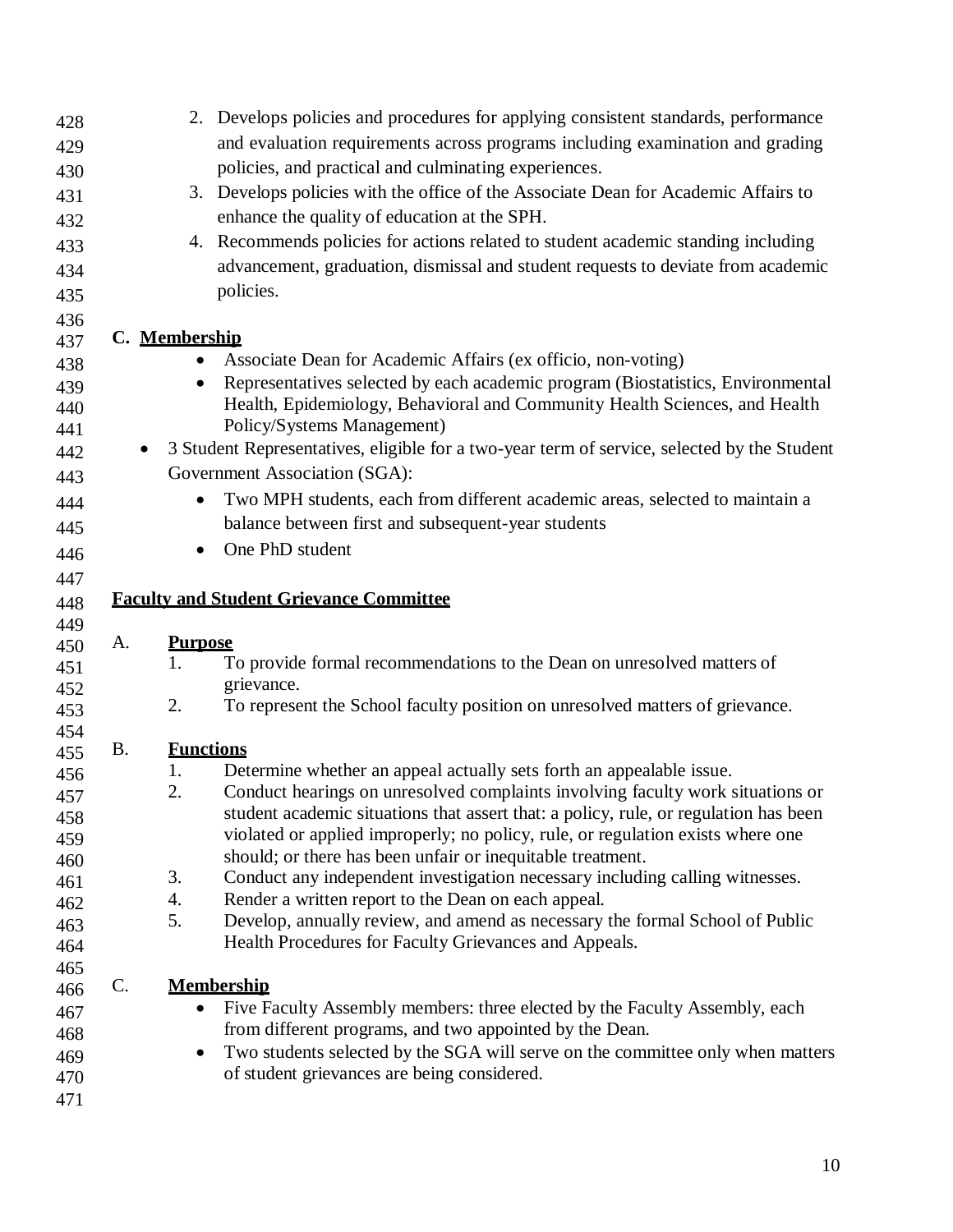2. Develops policies and procedures for applying consistent standards, performance and evaluation requirements across programs including examination and grading policies, and practical and culminating experiences.
3. Develops policies with the office of the Associate Dean for Academic Affairs to enhance the quality of education at the SPH.
4. Recommends policies for actions related to student academic standing including advancement, graduation, dismissal and student requests to deviate from academic policies.

**C. Membership**

- Associate Dean for Academic Affairs (ex officio, non-voting)
- Representatives selected by each academic program (Biostatistics, Environmental Health, Epidemiology, Behavioral and Community Health Sciences, and Health Policy/Systems Management)
- 3 Student Representatives, eligible for a two-year term of service, selected by the Student Government Association (SGA):
  - Two MPH students, each from different academic areas, selected to maintain a balance between first and subsequent-year students
  - One PhD student

**Faculty and Student Grievance Committee**

A. **Purpose**

1. To provide formal recommendations to the Dean on unresolved matters of grievance.
2. To represent the School faculty position on unresolved matters of grievance.

B. **Functions**

1. Determine whether an appeal actually sets forth an appealable issue.
2. Conduct hearings on unresolved complaints involving faculty work situations or student academic situations that assert that: a policy, rule, or regulation has been violated or applied improperly; no policy, rule, or regulation exists where one should; or there has been unfair or inequitable treatment.
3. Conduct any independent investigation necessary including calling witnesses.
4. Render a written report to the Dean on each appeal.
5. Develop, annually review, and amend as necessary the formal School of Public Health Procedures for Faculty Grievances and Appeals.

C. **Membership**

- Five Faculty Assembly members: three elected by the Faculty Assembly, each from different programs, and two appointed by the Dean.
- Two students selected by the SGA will serve on the committee only when matters of student grievances are being considered.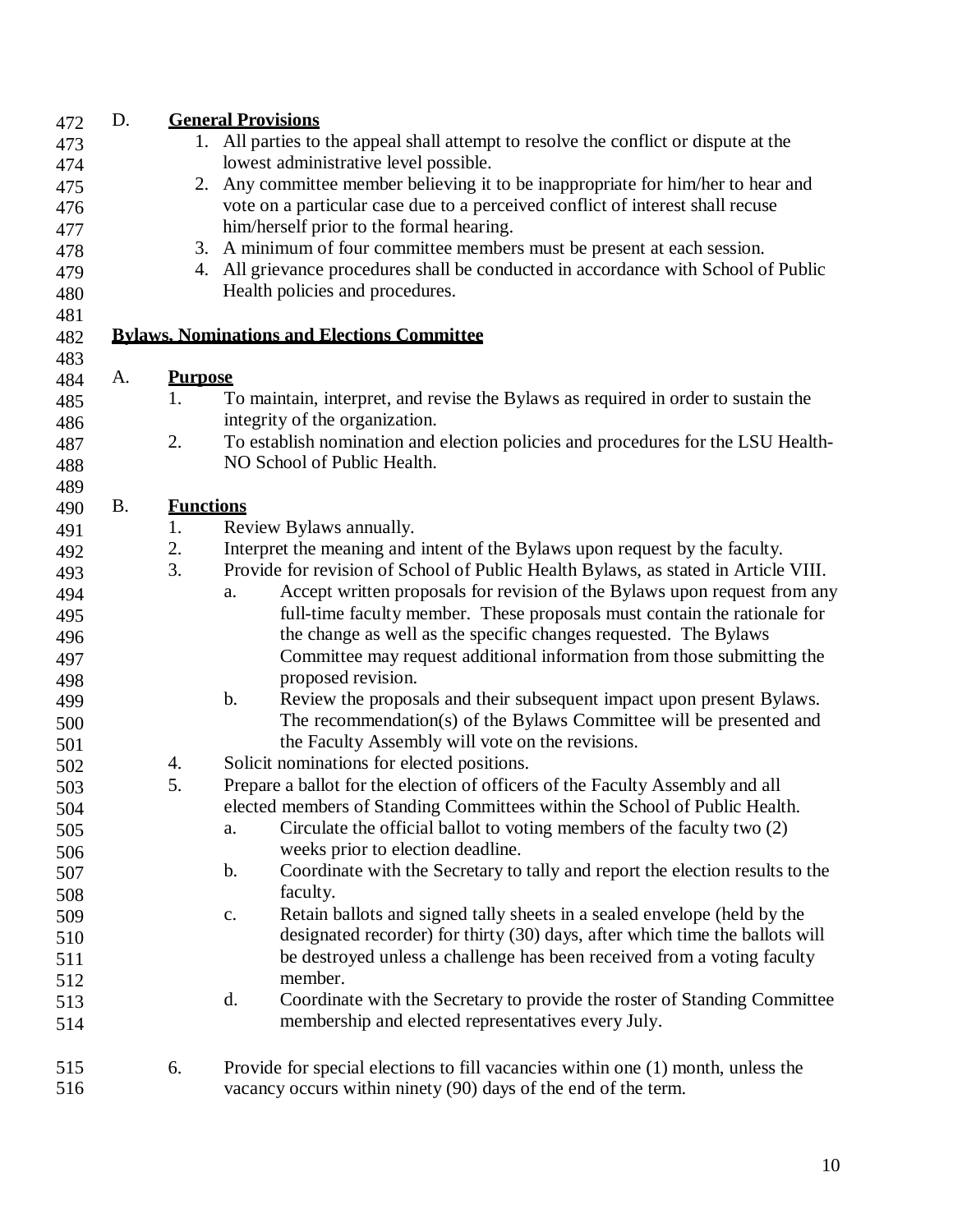D. **General Provisions**

1. All parties to the appeal shall attempt to resolve the conflict or dispute at the lowest administrative level possible.
2. Any committee member believing it to be inappropriate for him/her to hear and vote on a particular case due to a perceived conflict of interest shall recuse him/herself prior to the formal hearing.
3. A minimum of four committee members must be present at each session.
4. All grievance procedures shall be conducted in accordance with School of Public Health policies and procedures.

**Bylaws, Nominations and Elections Committee**

A. **Purpose**

1. To maintain, interpret, and revise the Bylaws as required in order to sustain the integrity of the organization.
2. To establish nomination and election policies and procedures for the LSU Health-NO School of Public Health.

B. **Functions**

1. Review Bylaws annually.
2. Interpret the meaning and intent of the Bylaws upon request by the faculty.
3. Provide for revision of School of Public Health Bylaws, as stated in Article VIII.
   a. Accept written proposals for revision of the Bylaws upon request from any full-time faculty member. These proposals must contain the rationale for the change as well as the specific changes requested. The Bylaws Committee may request additional information from those submitting the proposed revision.
   b. Review the proposals and their subsequent impact upon present Bylaws. The recommendation(s) of the Bylaws Committee will be presented and the Faculty Assembly will vote on the revisions.
4. Solicit nominations for elected positions.
5. Prepare a ballot for the election of officers of the Faculty Assembly and all elected members of Standing Committees within the School of Public Health.
   a. Circulate the official ballot to voting members of the faculty two (2) weeks prior to election deadline.
   b. Coordinate with the Secretary to tally and report the election results to the faculty.
   c. Retain ballots and signed tally sheets in a sealed envelope (held by the designated recorder) for thirty (30) days, after which time the ballots will be destroyed unless a challenge has been received from a voting faculty member.
   d. Coordinate with the Secretary to provide the roster of Standing Committee membership and elected representatives every July.
6. Provide for special elections to fill vacancies within one (1) month, unless the vacancy occurs within ninety (90) days of the end of the term.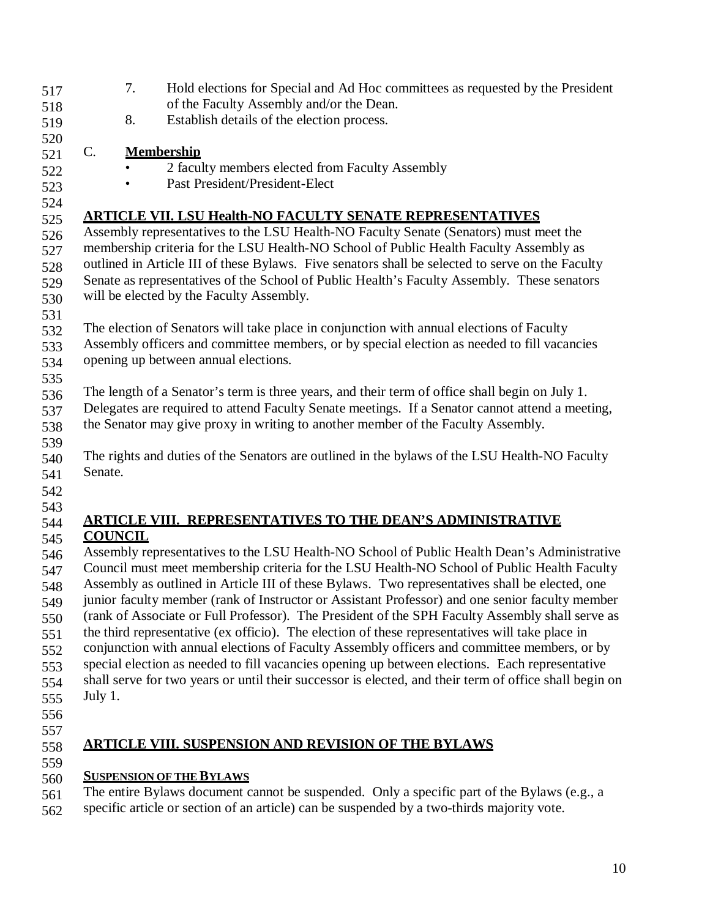7. Hold elections for Special and Ad Hoc committees as requested by the President of the Faculty Assembly and/or the Dean.
8. Establish details of the election process.

C. **Membership**

- 2 faculty members elected from Faculty Assembly
- Past President/President-Elect

## ARTICLE VII. LSU Health-NO FACULTY SENATE REPRESENTATIVES

Assembly representatives to the LSU Health-NO Faculty Senate (Senators) must meet the membership criteria for the LSU Health-NO School of Public Health Faculty Assembly as outlined in Article III of these Bylaws. Five senators shall be selected to serve on the Faculty Senate as representatives of the School of Public Health's Faculty Assembly. These senators will be elected by the Faculty Assembly.

The election of Senators will take place in conjunction with annual elections of Faculty Assembly officers and committee members, or by special election as needed to fill vacancies opening up between annual elections.

The length of a Senator's term is three years, and their term of office shall begin on July 1. Delegates are required to attend Faculty Senate meetings. If a Senator cannot attend a meeting, the Senator may give proxy in writing to another member of the Faculty Assembly.

The rights and duties of the Senators are outlined in the bylaws of the LSU Health-NO Faculty Senate.

## ARTICLE VIII. REPRESENTATIVES TO THE DEAN'S ADMINISTRATIVE COUNCIL

Assembly representatives to the LSU Health-NO School of Public Health Dean's Administrative Council must meet membership criteria for the LSU Health-NO School of Public Health Faculty Assembly as outlined in Article III of these Bylaws. Two representatives shall be elected, one junior faculty member (rank of Instructor or Assistant Professor) and one senior faculty member (rank of Associate or Full Professor). The President of the SPH Faculty Assembly shall serve as the third representative (ex officio). The election of these representatives will take place in conjunction with annual elections of Faculty Assembly officers and committee members, or by special election as needed to fill vacancies opening up between elections. Each representative shall serve for two years or until their successor is elected, and their term of office shall begin on July 1.

## ARTICLE VIII. SUSPENSION AND REVISION OF THE BYLAWS

**SUSPENSION OF THE BYLAWS**

The entire Bylaws document cannot be suspended. Only a specific part of the Bylaws (e.g., a specific article or section of an article) can be suspended by a two-thirds majority vote.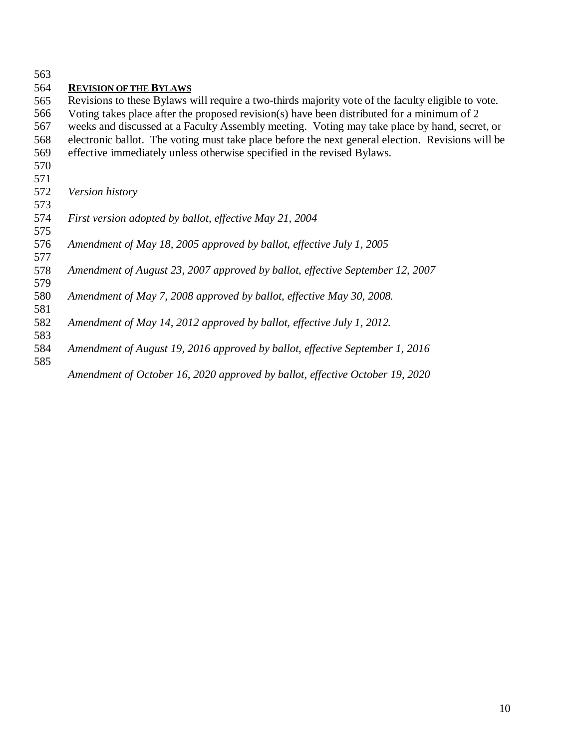## REVISION OF THE BYLAWS

Revisions to these Bylaws will require a two-thirds majority vote of the faculty eligible to vote. Voting takes place after the proposed revision(s) have been distributed for a minimum of 2 weeks and discussed at a Faculty Assembly meeting. Voting may take place by hand, secret, or electronic ballot. The voting must take place before the next general election. Revisions will be effective immediately unless otherwise specified in the revised Bylaws.

*Version history*

*First version adopted by ballot, effective May 21, 2004*

*Amendment of May 18, 2005 approved by ballot, effective July 1, 2005*

*Amendment of August 23, 2007 approved by ballot, effective September 12, 2007*

*Amendment of May 7, 2008 approved by ballot, effective May 30, 2008.*

*Amendment of May 14, 2012 approved by ballot, effective July 1, 2012.*

*Amendment of August 19, 2016 approved by ballot, effective September 1, 2016*

*Amendment of October 16, 2020 approved by ballot, effective October 19, 2020*